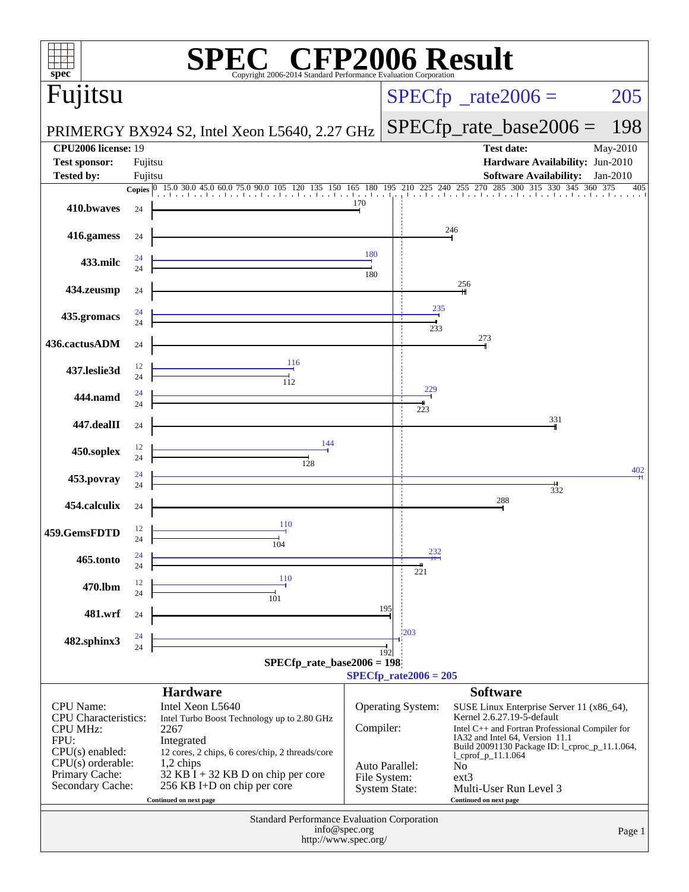# SPEC® CFP2006 Result

Copyright 2006-2014 Standard Performance Evaluation Corporation

## Fujitsu

PRIMERGY BX924 S2, Intel Xeon L5640, 2.27 GHz

SPECfp_rate2006 = 205

SPECfp_rate_base2006 = 198

| | | | |
|---|---|---|---|
| **CPU2006 license:** 19 | | **Test date:** | May-2010 |
| **Test sponsor:** | Fujitsu | **Hardware Availability:** | Jun-2010 |
| **Tested by:** | Fujitsu | **Software Availability:** | Jan-2010 |

| Benchmark | Copies (peak) | Peak | Copies (base) | Base |
|---|---|---|---|---|
| 410.bwaves | | | 24 | 170 |
| 416.gamess | | | 24 | 246 |
| 433.milc | 24 | 180 | 24 | 180 |
| 434.zeusmp | | | 24 | 256 |
| 435.gromacs | 24 | 235 | 24 | 233 |
| 436.cactusADM | | | 24 | 273 |
| 437.leslie3d | 12 | 116 | 24 | 112 |
| 444.namd | 24 | 229 | 24 | 223 |
| 447.dealII | | | 24 | 331 |
| 450.soplex | 12 | 144 | 24 | 128 |
| 453.povray | 24 | 402 | 24 | 332 |
| 454.calculix | | | 24 | 288 |
| 459.GemsFDTD | 12 | 110 | 24 | 104 |
| 465.tonto | 24 | 232 | 24 | 221 |
| 470.lbm | 12 | 110 | 24 | 101 |
| 481.wrf | | | 24 | 195 |
| 482.sphinx3 | 24 | 203 | 24 | 192 |

SPECfp_rate_base2006 = 198

SPECfp_rate2006 = 205

## Hardware

| | |
|---|---|
| CPU Name: | Intel Xeon L5640 |
| CPU Characteristics: | Intel Turbo Boost Technology up to 2.80 GHz |
| CPU MHz: | 2267 |
| FPU: | Integrated |
| CPU(s) enabled: | 12 cores, 2 chips, 6 cores/chip, 2 threads/core |
| CPU(s) orderable: | 1,2 chips |
| Primary Cache: | 32 KB I + 32 KB D on chip per core |
| Secondary Cache: | 256 KB I+D on chip per core |

Continued on next page

## Software

| | |
|---|---|
| Operating System: | SUSE Linux Enterprise Server 11 (x86_64), Kernel 2.6.27.19-5-default |
| Compiler: | Intel C++ and Fortran Professional Compiler for IA32 and Intel 64, Version 11.1 Build 20091130 Package ID: l_cproc_p_11.1.064, l_cprof_p_11.1.064 |
| Auto Parallel: | No |
| File System: | ext3 |
| System State: | Multi-User Run Level 3 |

Continued on next page

Standard Performance Evaluation Corporation
info@spec.org
http://www.spec.org/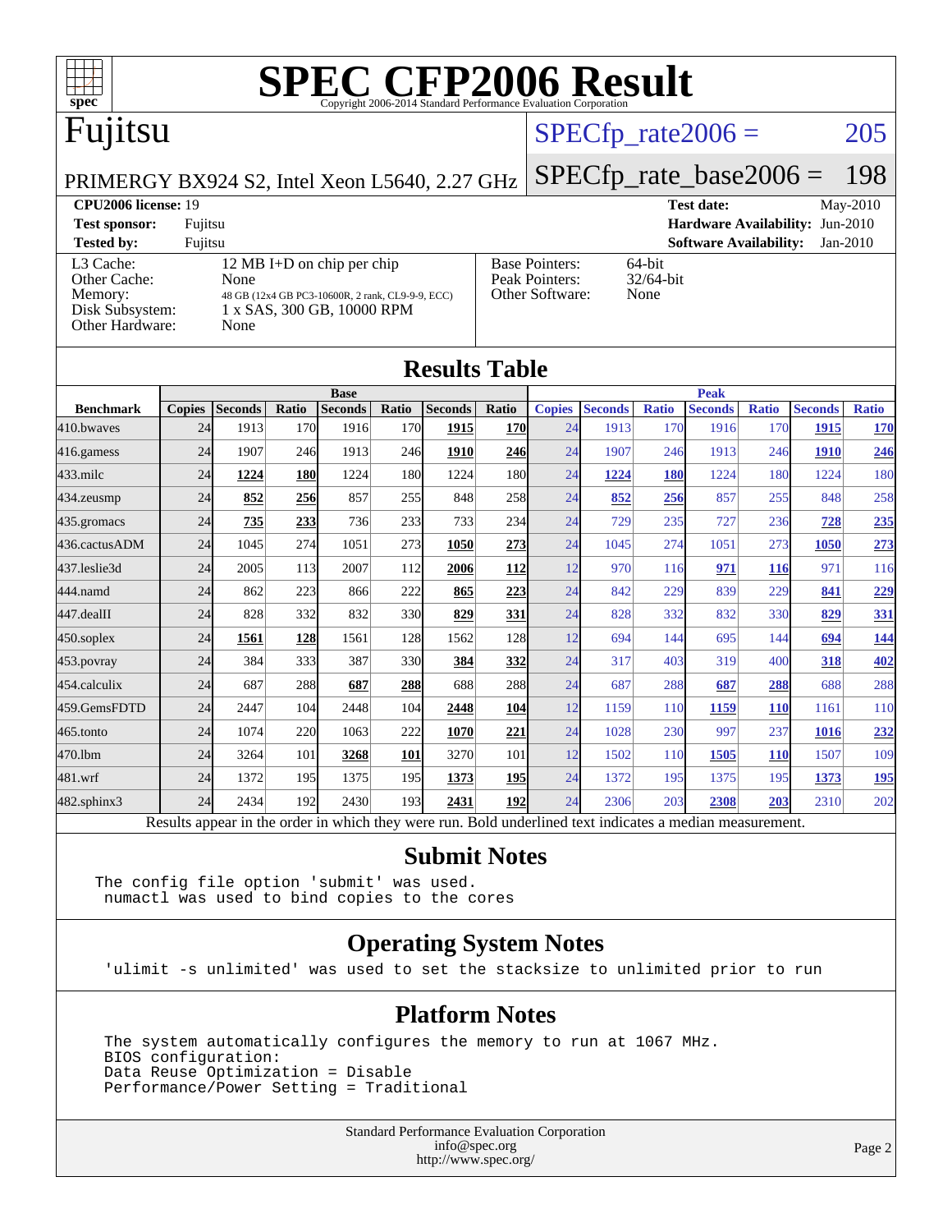# SPEC CFP2006 Result

Copyright 2006-2014 Standard Performance Evaluation Corporation

## Fujitsu

PRIMERGY BX924 S2, Intel Xeon L5640, 2.27 GHz

SPECfp_rate2006 = 205

SPECfp_rate_base2006 = 198

| | | | |
|---|---|---|---|
| **CPU2006 license:** 19 | | **Test date:** | May-2010 |
| **Test sponsor:** | Fujitsu | **Hardware Availability:** | Jun-2010 |
| **Tested by:** | Fujitsu | **Software Availability:** | Jan-2010 |

| | |
|---|---|
| L3 Cache: | 12 MB I+D on chip per chip |
| Other Cache: | None |
| Memory: | 48 GB (12x4 GB PC3-10600R, 2 rank, CL9-9-9, ECC) |
| Disk Subsystem: | 1 x SAS, 300 GB, 10000 RPM |
| Other Hardware: | None |

| | |
|---|---|
| Base Pointers: | 64-bit |
| Peak Pointers: | 32/64-bit |
| Other Software: | None |

## Results Table

| Benchmark | Base | | | | | | | Peak | | | | | | |
|---|---|---|---|---|---|---|---|---|---|---|---|---|---|---|
| | Copies | Seconds | Ratio | Seconds | Ratio | Seconds | Ratio | Copies | Seconds | Ratio | Seconds | Ratio | Seconds | Ratio |
| 410.bwaves | 24 | 1913 | 170 | 1916 | 170 | **1915** | **170** | 24 | 1913 | 170 | 1916 | 170 | **1915** | **170** |
| 416.gamess | 24 | 1907 | 246 | 1913 | 246 | **1910** | **246** | 24 | 1907 | 246 | 1913 | 246 | **1910** | **246** |
| 433.milc | 24 | **1224** | **180** | 1224 | 180 | 1224 | 180 | 24 | **1224** | **180** | 1224 | 180 | 1224 | 180 |
| 434.zeusmp | 24 | **852** | **256** | 857 | 255 | 848 | 258 | 24 | **852** | **256** | 857 | 255 | 848 | 258 |
| 435.gromacs | 24 | **735** | **233** | 736 | 233 | 733 | 234 | 24 | 729 | 235 | 727 | 236 | **728** | **235** |
| 436.cactusADM | 24 | 1045 | 274 | 1051 | 273 | **1050** | **273** | 24 | 1045 | 274 | 1051 | 273 | **1050** | **273** |
| 437.leslie3d | 24 | 2005 | 113 | 2007 | 112 | **2006** | **112** | 12 | 970 | 116 | **971** | **116** | 971 | 116 |
| 444.namd | 24 | 862 | 223 | 866 | 222 | **865** | **223** | 24 | 842 | 229 | 839 | 229 | **841** | **229** |
| 447.dealII | 24 | 828 | 332 | 832 | 330 | **829** | **331** | 24 | 828 | 332 | 832 | 330 | **829** | **331** |
| 450.soplex | 24 | **1561** | **128** | 1561 | 128 | 1562 | 128 | 12 | 694 | 144 | 695 | 144 | **694** | **144** |
| 453.povray | 24 | 384 | 333 | 387 | 330 | **384** | **332** | 24 | 317 | 403 | 319 | 400 | **318** | **402** |
| 454.calculix | 24 | 687 | 288 | **687** | **288** | 688 | 288 | 24 | 687 | 288 | **687** | **288** | 688 | 288 |
| 459.GemsFDTD | 24 | 2447 | 104 | 2448 | 104 | **2448** | **104** | 12 | 1159 | 110 | **1159** | **110** | 1161 | 110 |
| 465.tonto | 24 | 1074 | 220 | 1063 | 222 | **1070** | **221** | 24 | 1028 | 230 | 997 | 237 | **1016** | **232** |
| 470.lbm | 24 | 3264 | 101 | **3268** | **101** | 3270 | 101 | 12 | 1502 | 110 | **1505** | **110** | 1507 | 109 |
| 481.wrf | 24 | 1372 | 195 | 1375 | 195 | **1373** | **195** | 24 | 1372 | 195 | 1375 | 195 | **1373** | **195** |
| 482.sphinx3 | 24 | 2434 | 192 | 2430 | 193 | **2431** | **192** | 24 | 2306 | 203 | **2308** | **203** | 2310 | 202 |

Results appear in the order in which they were run. Bold underlined text indicates a median measurement.

## Submit Notes

```
The config file option 'submit' was used.
 numactl was used to bind copies to the cores
```

## Operating System Notes

```
'ulimit -s unlimited' was used to set the stacksize to unlimited prior to run
```

## Platform Notes

```
The system automatically configures the memory to run at 1067 MHz.
BIOS configuration:
Data Reuse Optimization = Disable
Performance/Power Setting = Traditional
```

Standard Performance Evaluation Corporation
info@spec.org
http://www.spec.org/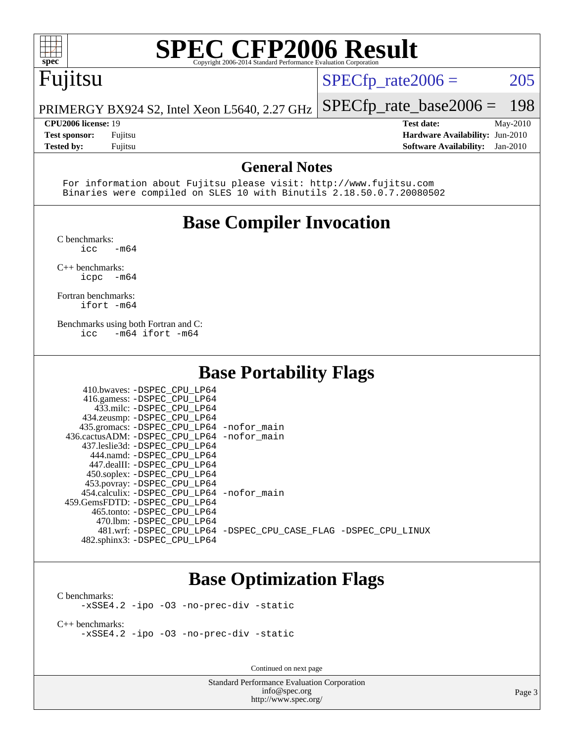# SPEC CFP2006 Result

Copyright 2006-2014 Standard Performance Evaluation Corporation

**Fujitsu**

PRIMERGY BX924 S2, Intel Xeon L5640, 2.27 GHz

SPECfp_rate2006 = 205

SPECfp_rate_base2006 = 198

| | | | |
|---|---|---|---|
| **CPU2006 license:** | 19 | **Test date:** | May-2010 |
| **Test sponsor:** | Fujitsu | **Hardware Availability:** | Jun-2010 |
| **Tested by:** | Fujitsu | **Software Availability:** | Jan-2010 |

## General Notes

```
For information about Fujitsu please visit: http://www.fujitsu.com
Binaries were compiled on SLES 10 with Binutils 2.18.50.0.7.20080502
```

## Base Compiler Invocation

C benchmarks:
```
icc   -m64
```

C++ benchmarks:
```
icpc  -m64
```

Fortran benchmarks:
```
ifort -m64
```

Benchmarks using both Fortran and C:
```
icc   -m64 ifort -m64
```

## Base Portability Flags

| Benchmark | Flags |
|---|---|
| 410.bwaves: | -DSPEC_CPU_LP64 |
| 416.gamess: | -DSPEC_CPU_LP64 |
| 433.milc: | -DSPEC_CPU_LP64 |
| 434.zeusmp: | -DSPEC_CPU_LP64 |
| 435.gromacs: | -DSPEC_CPU_LP64 -nofor_main |
| 436.cactusADM: | -DSPEC_CPU_LP64 -nofor_main |
| 437.leslie3d: | -DSPEC_CPU_LP64 |
| 444.namd: | -DSPEC_CPU_LP64 |
| 447.dealII: | -DSPEC_CPU_LP64 |
| 450.soplex: | -DSPEC_CPU_LP64 |
| 453.povray: | -DSPEC_CPU_LP64 |
| 454.calculix: | -DSPEC_CPU_LP64 -nofor_main |
| 459.GemsFDTD: | -DSPEC_CPU_LP64 |
| 465.tonto: | -DSPEC_CPU_LP64 |
| 470.lbm: | -DSPEC_CPU_LP64 |
| 481.wrf: | -DSPEC_CPU_LP64 -DSPEC_CPU_CASE_FLAG -DSPEC_CPU_LINUX |
| 482.sphinx3: | -DSPEC_CPU_LP64 |

## Base Optimization Flags

C benchmarks:
```
-xSSE4.2 -ipo -O3 -no-prec-div -static
```

C++ benchmarks:
```
-xSSE4.2 -ipo -O3 -no-prec-div -static
```

Continued on next page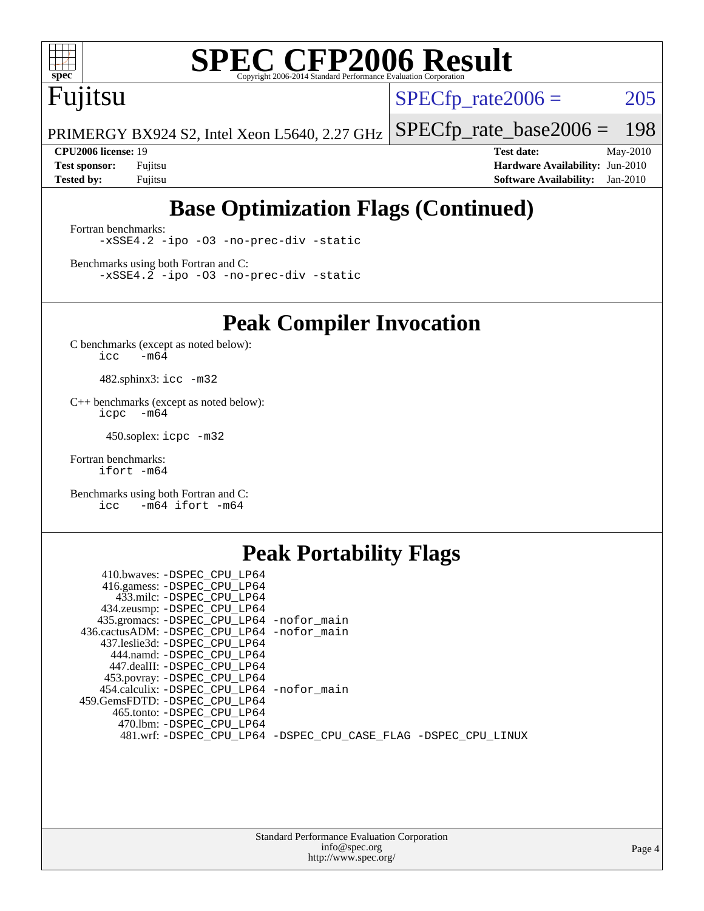# SPEC CFP2006 Result

Copyright 2006-2014 Standard Performance Evaluation Corporation

## Fujitsu

PRIMERGY BX924 S2, Intel Xeon L5640, 2.27 GHz

SPECfp_rate2006 = 205

SPECfp_rate_base2006 = 198

| | | | |
|---|---|---|---|
| **CPU2006 license:** | 19 | **Test date:** | May-2010 |
| **Test sponsor:** | Fujitsu | **Hardware Availability:** | Jun-2010 |
| **Tested by:** | Fujitsu | **Software Availability:** | Jan-2010 |

## Base Optimization Flags (Continued)

Fortran benchmarks:

```
-xSSE4.2 -ipo -O3 -no-prec-div -static
```

Benchmarks using both Fortran and C:

```
-xSSE4.2 -ipo -O3 -no-prec-div -static
```

## Peak Compiler Invocation

C benchmarks (except as noted below):

```
icc   -m64
```

482.sphinx3: `icc -m32`

C++ benchmarks (except as noted below):

```
icpc  -m64
```

450.soplex: `icpc -m32`

Fortran benchmarks:

```
ifort -m64
```

Benchmarks using both Fortran and C:

```
icc   -m64 ifort -m64
```

## Peak Portability Flags

410.bwaves: -DSPEC_CPU_LP64
416.gamess: -DSPEC_CPU_LP64
433.milc: -DSPEC_CPU_LP64
434.zeusmp: -DSPEC_CPU_LP64
435.gromacs: -DSPEC_CPU_LP64 -nofor_main
436.cactusADM: -DSPEC_CPU_LP64 -nofor_main
437.leslie3d: -DSPEC_CPU_LP64
444.namd: -DSPEC_CPU_LP64
447.dealII: -DSPEC_CPU_LP64
453.povray: -DSPEC_CPU_LP64
454.calculix: -DSPEC_CPU_LP64 -nofor_main
459.GemsFDTD: -DSPEC_CPU_LP64
465.tonto: -DSPEC_CPU_LP64
470.lbm: -DSPEC_CPU_LP64
481.wrf: -DSPEC_CPU_LP64 -DSPEC_CPU_CASE_FLAG -DSPEC_CPU_LINUX

Standard Performance Evaluation Corporation
info@spec.org
http://www.spec.org/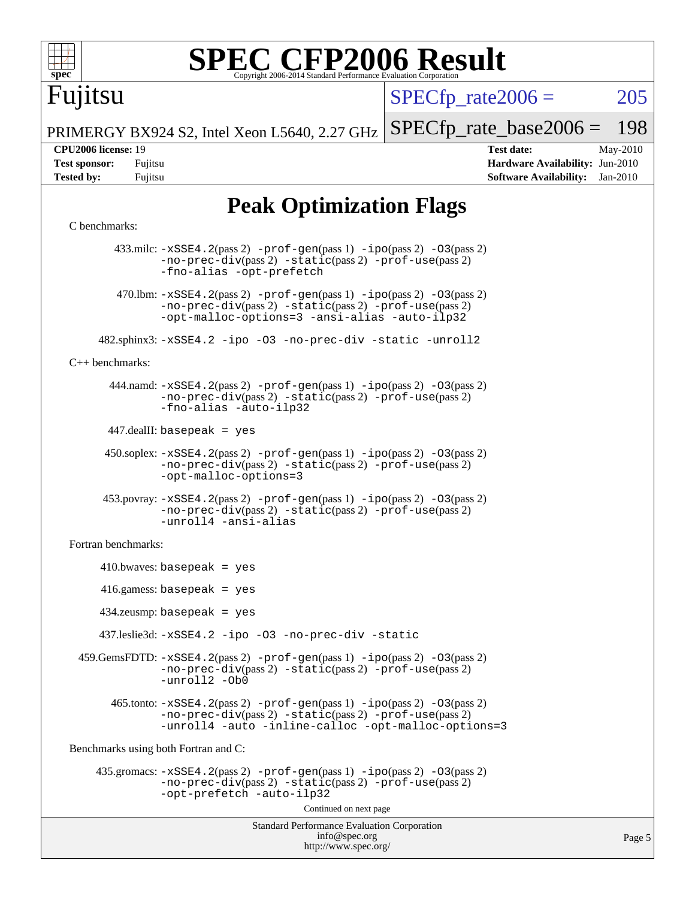# SPEC CFP2006 Result

Copyright 2006-2014 Standard Performance Evaluation Corporation

**Fujitsu**

PRIMERGY BX924 S2, Intel Xeon L5640, 2.27 GHz

SPECfp_rate2006 = 205

SPECfp_rate_base2006 = 198

| | | | |
|---|---|---|---|
| **CPU2006 license:** 19 | | **Test date:** | May-2010 |
| **Test sponsor:** | Fujitsu | **Hardware Availability:** | Jun-2010 |
| **Tested by:** | Fujitsu | **Software Availability:** | Jan-2010 |

## Peak Optimization Flags

C benchmarks:

433.milc: -xSSE4.2(pass 2) -prof-gen(pass 1) -ipo(pass 2) -O3(pass 2) -no-prec-div(pass 2) -static(pass 2) -prof-use(pass 2) -fno-alias -opt-prefetch

470.lbm: -xSSE4.2(pass 2) -prof-gen(pass 1) -ipo(pass 2) -O3(pass 2) -no-prec-div(pass 2) -static(pass 2) -prof-use(pass 2) -opt-malloc-options=3 -ansi-alias -auto-ilp32

482.sphinx3: -xSSE4.2 -ipo -O3 -no-prec-div -static -unroll2

C++ benchmarks:

444.namd: -xSSE4.2(pass 2) -prof-gen(pass 1) -ipo(pass 2) -O3(pass 2) -no-prec-div(pass 2) -static(pass 2) -prof-use(pass 2) -fno-alias -auto-ilp32

447.dealII: basepeak = yes

450.soplex: -xSSE4.2(pass 2) -prof-gen(pass 1) -ipo(pass 2) -O3(pass 2) -no-prec-div(pass 2) -static(pass 2) -prof-use(pass 2) -opt-malloc-options=3

453.povray: -xSSE4.2(pass 2) -prof-gen(pass 1) -ipo(pass 2) -O3(pass 2) -no-prec-div(pass 2) -static(pass 2) -prof-use(pass 2) -unroll4 -ansi-alias

Fortran benchmarks:

410.bwaves: basepeak = yes

416.gamess: basepeak = yes

434.zeusmp: basepeak = yes

437.leslie3d: -xSSE4.2 -ipo -O3 -no-prec-div -static

459.GemsFDTD: -xSSE4.2(pass 2) -prof-gen(pass 1) -ipo(pass 2) -O3(pass 2) -no-prec-div(pass 2) -static(pass 2) -prof-use(pass 2) -unroll2 -Ob0

465.tonto: -xSSE4.2(pass 2) -prof-gen(pass 1) -ipo(pass 2) -O3(pass 2) -no-prec-div(pass 2) -static(pass 2) -prof-use(pass 2) -unroll4 -auto -inline-calloc -opt-malloc-options=3

Benchmarks using both Fortran and C:

435.gromacs: -xSSE4.2(pass 2) -prof-gen(pass 1) -ipo(pass 2) -O3(pass 2) -no-prec-div(pass 2) -static(pass 2) -prof-use(pass 2) -opt-prefetch -auto-ilp32

Continued on next page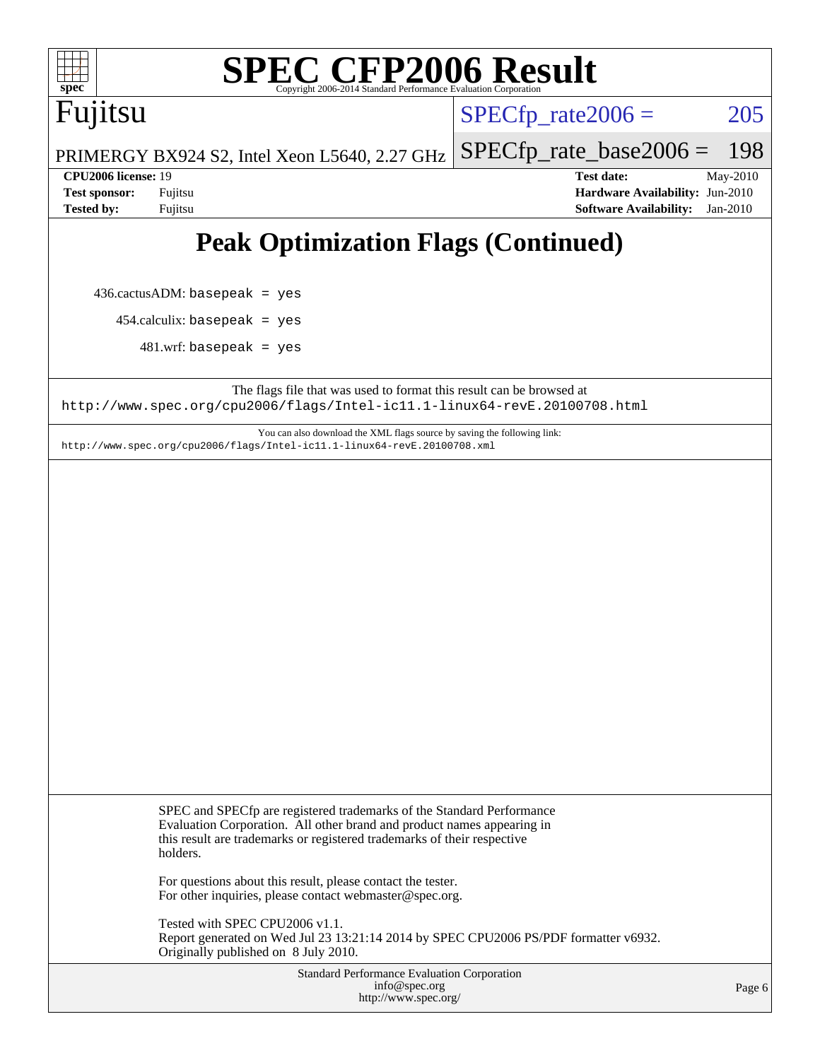## Peak Optimization Flags (Continued)

436.cactusADM: `basepeak = yes`

454.calculix: `basepeak = yes`

481.wrf: `basepeak = yes`

The flags file that was used to format this result can be browsed at
http://www.spec.org/cpu2006/flags/Intel-ic11.1-linux64-revE.20100708.html

You can also download the XML flags source by saving the following link:
http://www.spec.org/cpu2006/flags/Intel-ic11.1-linux64-revE.20100708.xml

SPEC and SPECfp are registered trademarks of the Standard Performance Evaluation Corporation. All other brand and product names appearing in this result are trademarks or registered trademarks of their respective holders.

For questions about this result, please contact the tester.
For other inquiries, please contact webmaster@spec.org.

Tested with SPEC CPU2006 v1.1.
Report generated on Wed Jul 23 13:21:14 2014 by SPEC CPU2006 PS/PDF formatter v6932.
Originally published on 8 July 2010.